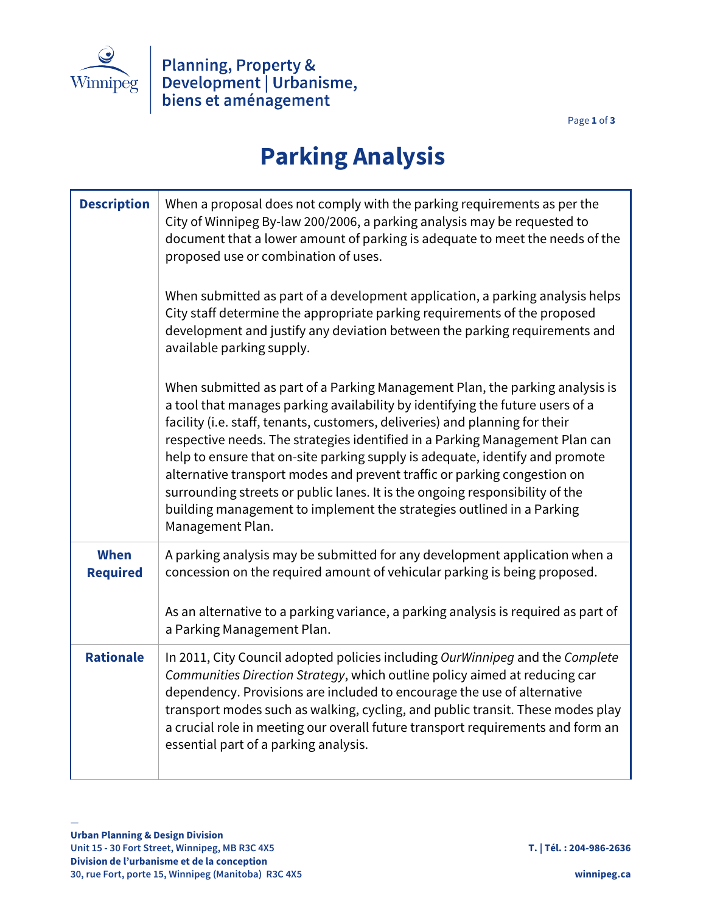Planning, Property & Development | Urbanisme, biens et aménagement

# Parking Analysis

| | |
|---|---|
| **Description** | When a proposal does not comply with the parking requirements as per the City of Winnipeg By-law 200/2006, a parking analysis may be requested to document that a lower amount of parking is adequate to meet the needs of the proposed use or combination of uses.<br><br>When submitted as part of a development application, a parking analysis helps City staff determine the appropriate parking requirements of the proposed development and justify any deviation between the parking requirements and available parking supply.<br><br>When submitted as part of a Parking Management Plan, the parking analysis is a tool that manages parking availability by identifying the future users of a facility (i.e. staff, tenants, customers, deliveries) and planning for their respective needs. The strategies identified in a Parking Management Plan can help to ensure that on-site parking supply is adequate, identify and promote alternative transport modes and prevent traffic or parking congestion on surrounding streets or public lanes. It is the ongoing responsibility of the building management to implement the strategies outlined in a Parking Management Plan. |
| **When Required** | A parking analysis may be submitted for any development application when a concession on the required amount of vehicular parking is being proposed.<br><br>As an alternative to a parking variance, a parking analysis is required as part of a Parking Management Plan. |
| **Rationale** | In 2011, City Council adopted policies including *OurWinnipeg* and the *Complete Communities Direction Strategy*, which outline policy aimed at reducing car dependency. Provisions are included to encourage the use of alternative transport modes such as walking, cycling, and public transit. These modes play a crucial role in meeting our overall future transport requirements and form an essential part of a parking analysis. |

**Urban Planning & Design Division**
Unit 15 - 30 Fort Street, Winnipeg, MB R3C 4X5
**Division de l'urbanisme et de la conception**
30, rue Fort, porte 15, Winnipeg (Manitoba) R3C 4X5

T. | Tél. : 204-986-2636
winnipeg.ca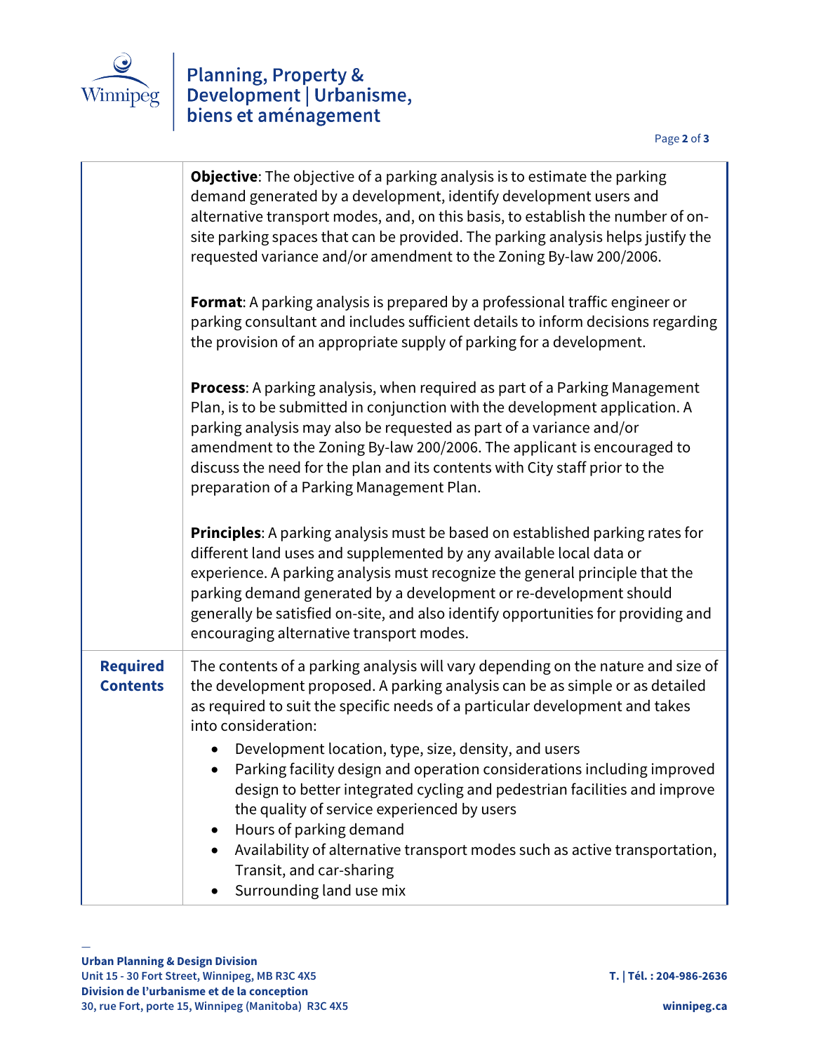| | |
|---|---|
| | **Objective**: The objective of a parking analysis is to estimate the parking demand generated by a development, identify development users and alternative transport modes, and, on this basis, to establish the number of on-site parking spaces that can be provided. The parking analysis helps justify the requested variance and/or amendment to the Zoning By-law 200/2006.<br><br>**Format**: A parking analysis is prepared by a professional traffic engineer or parking consultant and includes sufficient details to inform decisions regarding the provision of an appropriate supply of parking for a development.<br><br>**Process**: A parking analysis, when required as part of a Parking Management Plan, is to be submitted in conjunction with the development application. A parking analysis may also be requested as part of a variance and/or amendment to the Zoning By-law 200/2006. The applicant is encouraged to discuss the need for the plan and its contents with City staff prior to the preparation of a Parking Management Plan.<br><br>**Principles**: A parking analysis must be based on established parking rates for different land uses and supplemented by any available local data or experience. A parking analysis must recognize the general principle that the parking demand generated by a development or re-development should generally be satisfied on-site, and also identify opportunities for providing and encouraging alternative transport modes. |
| **Required Contents** | The contents of a parking analysis will vary depending on the nature and size of the development proposed. A parking analysis can be as simple or as detailed as required to suit the specific needs of a particular development and takes into consideration:<br>• Development location, type, size, density, and users<br>• Parking facility design and operation considerations including improved design to better integrated cycling and pedestrian facilities and improve the quality of service experienced by users<br>• Hours of parking demand<br>• Availability of alternative transport modes such as active transportation, Transit, and car-sharing<br>• Surrounding land use mix |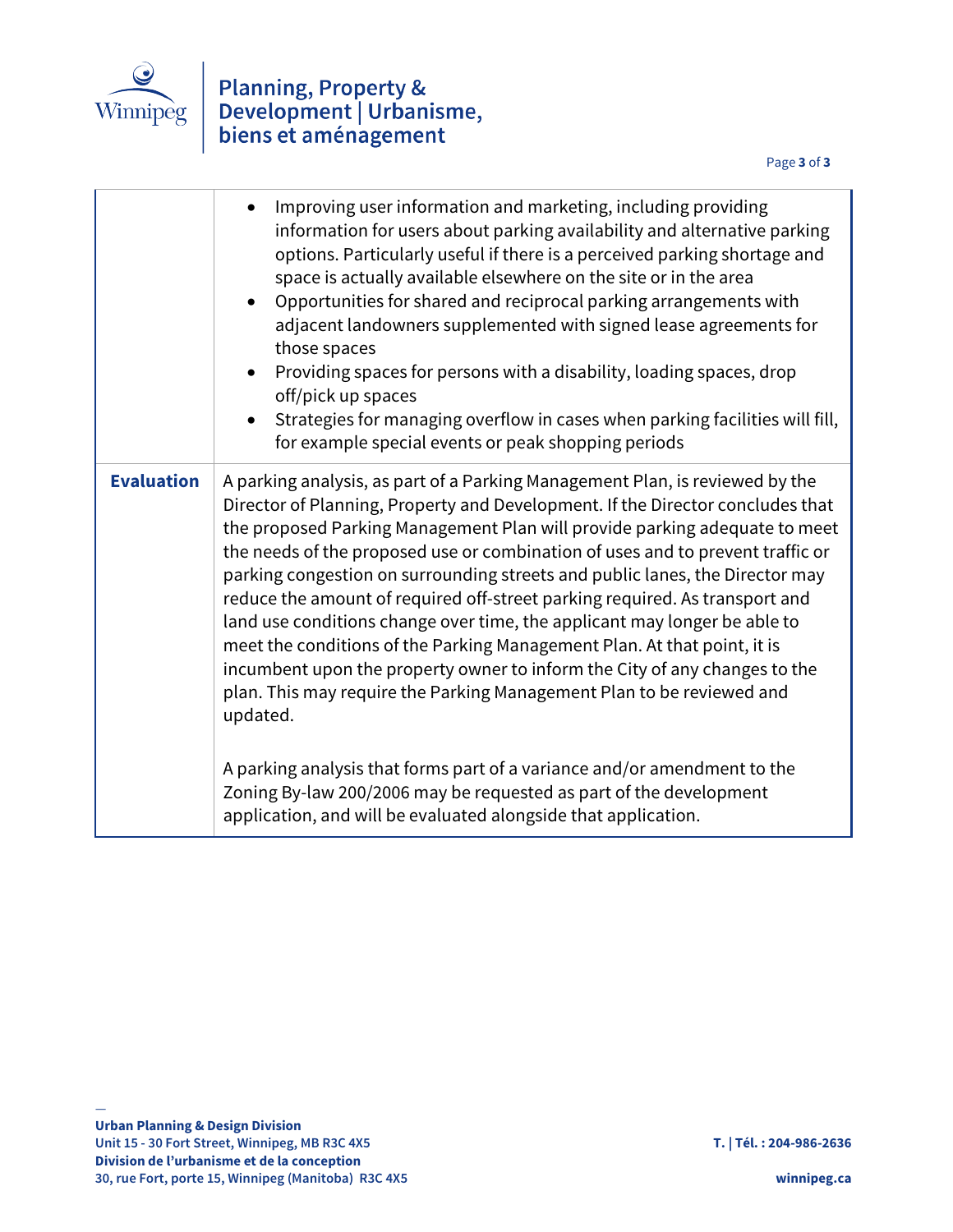| | |
|---|---|
| | • Improving user information and marketing, including providing information for users about parking availability and alternative parking options. Particularly useful if there is a perceived parking shortage and space is actually available elsewhere on the site or in the area<br>• Opportunities for shared and reciprocal parking arrangements with adjacent landowners supplemented with signed lease agreements for those spaces<br>• Providing spaces for persons with a disability, loading spaces, drop off/pick up spaces<br>• Strategies for managing overflow in cases when parking facilities will fill, for example special events or peak shopping periods |
| **Evaluation** | A parking analysis, as part of a Parking Management Plan, is reviewed by the Director of Planning, Property and Development. If the Director concludes that the proposed Parking Management Plan will provide parking adequate to meet the needs of the proposed use or combination of uses and to prevent traffic or parking congestion on surrounding streets and public lanes, the Director may reduce the amount of required off-street parking required. As transport and land use conditions change over time, the applicant may longer be able to meet the conditions of the Parking Management Plan. At that point, it is incumbent upon the property owner to inform the City of any changes to the plan. This may require the Parking Management Plan to be reviewed and updated.<br><br>A parking analysis that forms part of a variance and/or amendment to the Zoning By-law 200/2006 may be requested as part of the development application, and will be evaluated alongside that application. |